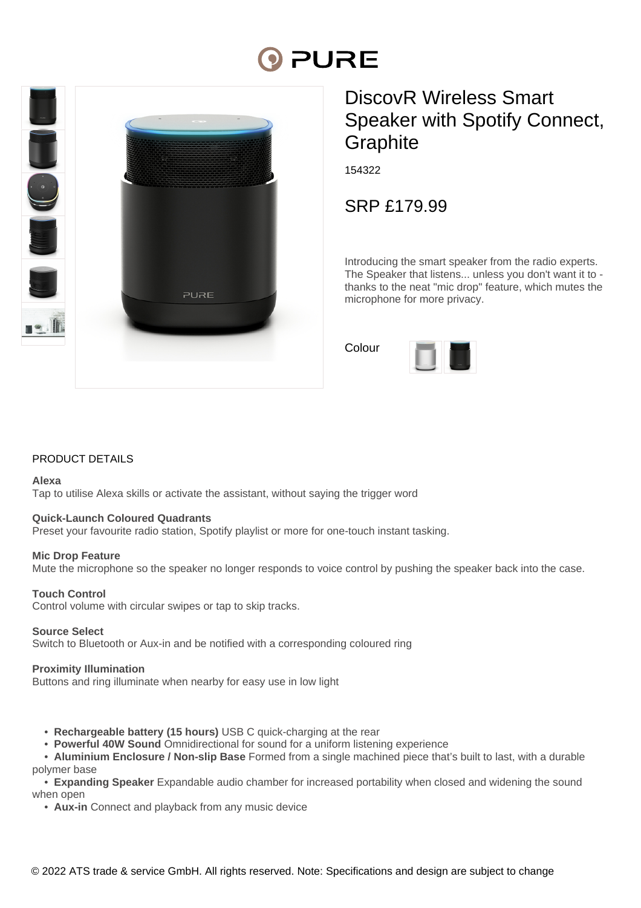# PURE

## DiscovR Wireless Smart Speaker with Spotify Connect, Graphite

154322

SRP £179.99

Introducing the smart speaker from the radio experts. The Speaker that listens... unless you don't want it to - thanks to the neat "mic drop" feature, which mutes the microphone for more privacy.

Colour

### PRODUCT DETAILS

**Alexa**
Tap to utilise Alexa skills or activate the assistant, without saying the trigger word

**Quick-Launch Coloured Quadrants**
Preset your favourite radio station, Spotify playlist or more for one-touch instant tasking.

**Mic Drop Feature**
Mute the microphone so the speaker no longer responds to voice control by pushing the speaker back into the case.

**Touch Control**
Control volume with circular swipes or tap to skip tracks.

**Source Select**
Switch to Bluetooth or Aux-in and be notified with a corresponding coloured ring

**Proximity Illumination**
Buttons and ring illuminate when nearby for easy use in low light

- **Rechargeable battery (15 hours)** USB C quick-charging at the rear
- **Powerful 40W Sound** Omnidirectional for sound for a uniform listening experience
- **Aluminium Enclosure / Non-slip Base** Formed from a single machined piece that's built to last, with a durable polymer base
- **Expanding Speaker** Expandable audio chamber for increased portability when closed and widening the sound when open
- **Aux-in** Connect and playback from any music device

© 2022 ATS trade & service GmbH. All rights reserved. Note: Specifications and design are subject to change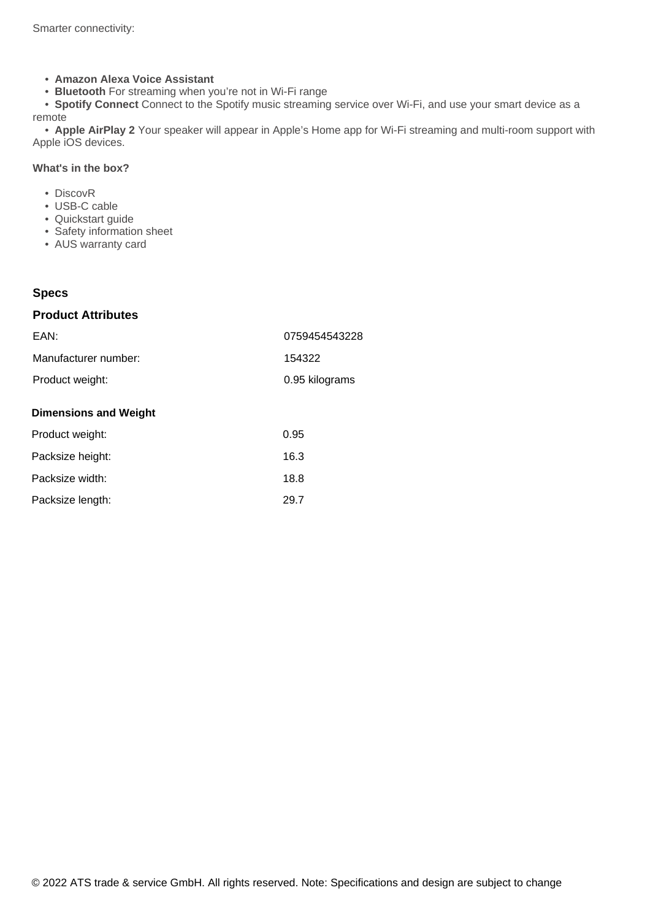Smarter connectivity:

- **Amazon Alexa Voice Assistant**
- **Bluetooth** For streaming when you're not in Wi-Fi range
- **Spotify Connect** Connect to the Spotify music streaming service over Wi-Fi, and use your smart device as a remote
- **Apple AirPlay 2** Your speaker will appear in Apple's Home app for Wi-Fi streaming and multi-room support with Apple iOS devices.

**What's in the box?**

- DiscovR
- USB-C cable
- Quickstart guide
- Safety information sheet
- AUS warranty card

## Specs

### Product Attributes

| | |
|---|---|
| EAN: | 0759454543228 |
| Manufacturer number: | 154322 |
| Product weight: | 0.95 kilograms |

### Dimensions and Weight

| | |
|---|---|
| Product weight: | 0.95 |
| Packsize height: | 16.3 |
| Packsize width: | 18.8 |
| Packsize length: | 29.7 |

© 2022 ATS trade & service GmbH. All rights reserved. Note: Specifications and design are subject to change